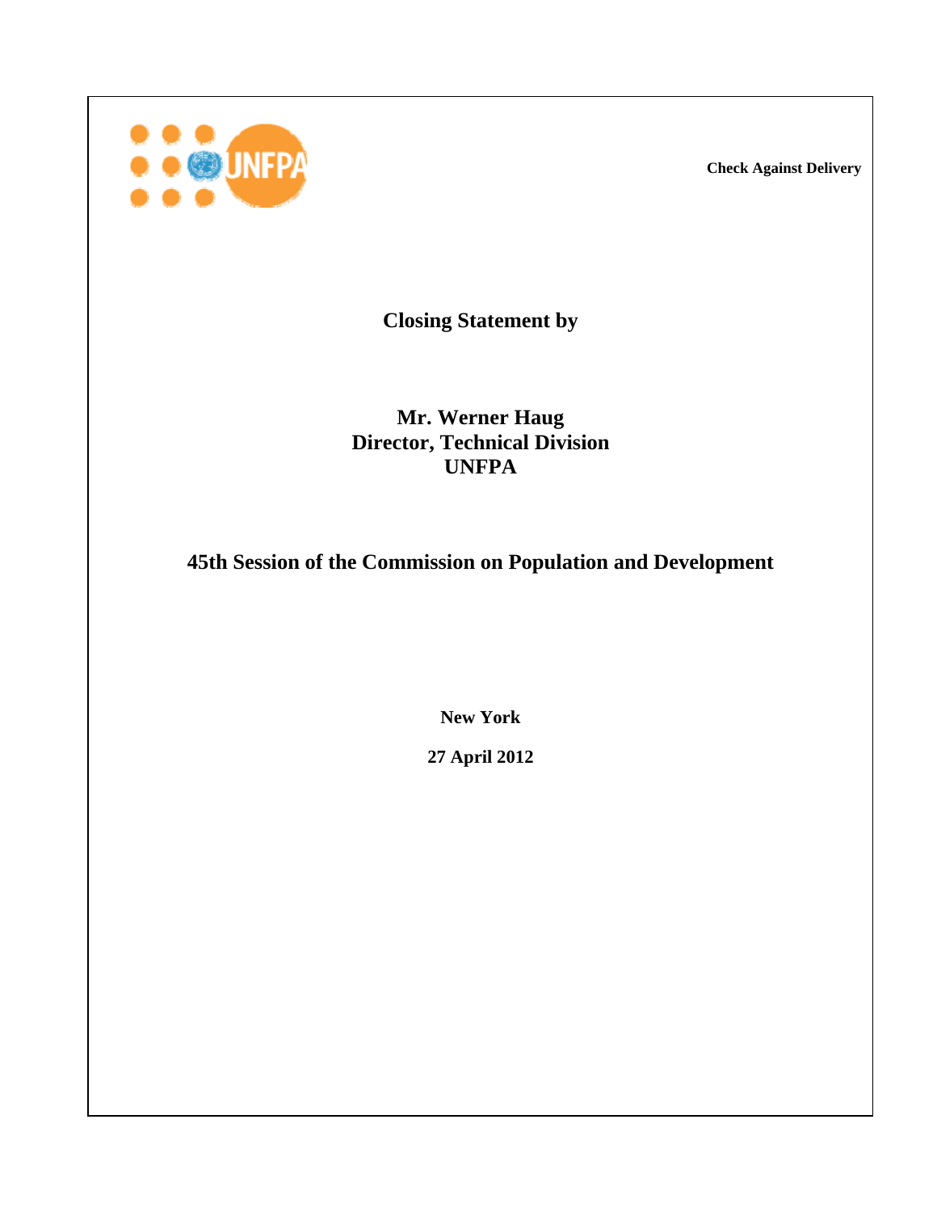**Check Against Delivery**

**Closing Statement by**

**Mr. Werner Haug**
**Director, Technical Division**
**UNFPA**

**45th Session of the Commission on Population and Development**

**New York**

**27 April 2012**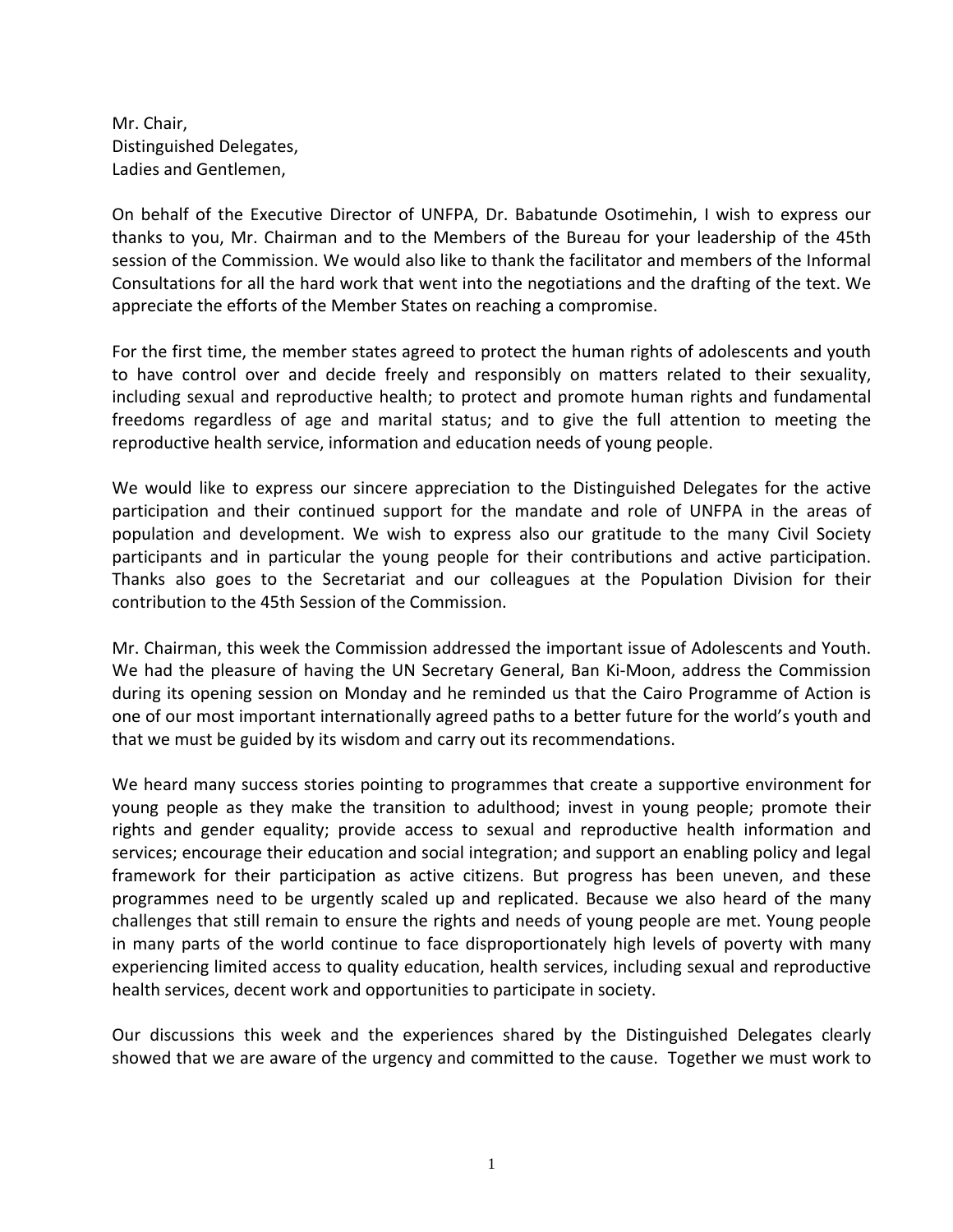Mr. Chair,
Distinguished Delegates,
Ladies and Gentlemen,

On behalf of the Executive Director of UNFPA, Dr. Babatunde Osotimehin, I wish to express our thanks to you, Mr. Chairman and to the Members of the Bureau for your leadership of the 45th session of the Commission. We would also like to thank the facilitator and members of the Informal Consultations for all the hard work that went into the negotiations and the drafting of the text. We appreciate the efforts of the Member States on reaching a compromise.

For the first time, the member states agreed to protect the human rights of adolescents and youth to have control over and decide freely and responsibly on matters related to their sexuality, including sexual and reproductive health; to protect and promote human rights and fundamental freedoms regardless of age and marital status; and to give the full attention to meeting the reproductive health service, information and education needs of young people.

We would like to express our sincere appreciation to the Distinguished Delegates for the active participation and their continued support for the mandate and role of UNFPA in the areas of population and development. We wish to express also our gratitude to the many Civil Society participants and in particular the young people for their contributions and active participation. Thanks also goes to the Secretariat and our colleagues at the Population Division for their contribution to the 45th Session of the Commission.

Mr. Chairman, this week the Commission addressed the important issue of Adolescents and Youth. We had the pleasure of having the UN Secretary General, Ban Ki-Moon, address the Commission during its opening session on Monday and he reminded us that the Cairo Programme of Action is one of our most important internationally agreed paths to a better future for the world's youth and that we must be guided by its wisdom and carry out its recommendations.

We heard many success stories pointing to programmes that create a supportive environment for young people as they make the transition to adulthood; invest in young people; promote their rights and gender equality; provide access to sexual and reproductive health information and services; encourage their education and social integration; and support an enabling policy and legal framework for their participation as active citizens. But progress has been uneven, and these programmes need to be urgently scaled up and replicated. Because we also heard of the many challenges that still remain to ensure the rights and needs of young people are met. Young people in many parts of the world continue to face disproportionately high levels of poverty with many experiencing limited access to quality education, health services, including sexual and reproductive health services, decent work and opportunities to participate in society.

Our discussions this week and the experiences shared by the Distinguished Delegates clearly showed that we are aware of the urgency and committed to the cause. Together we must work to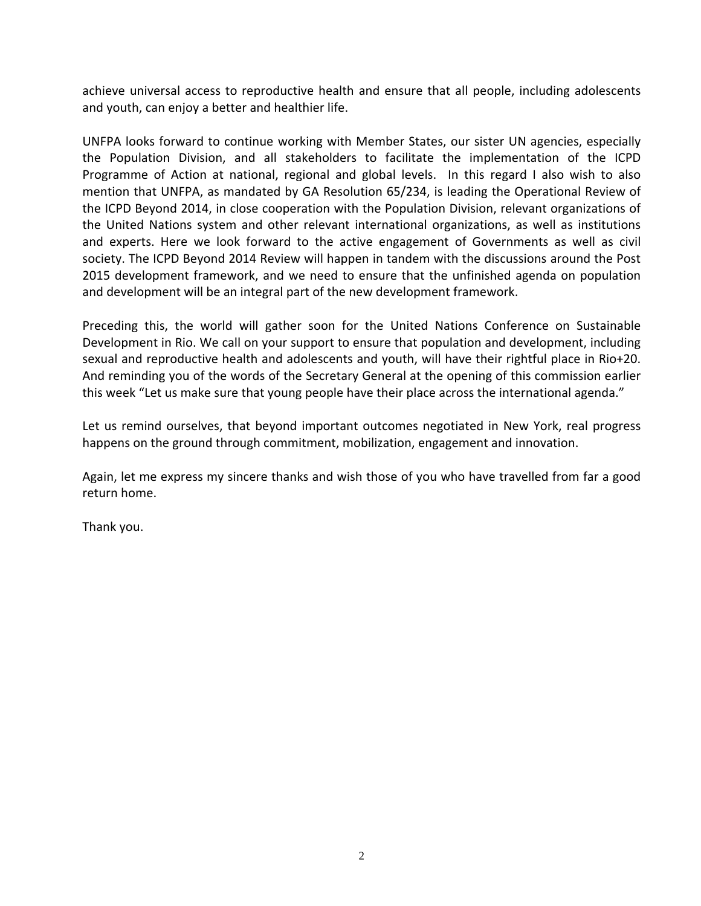achieve universal access to reproductive health and ensure that all people, including adolescents and youth, can enjoy a better and healthier life.

UNFPA looks forward to continue working with Member States, our sister UN agencies, especially the Population Division, and all stakeholders to facilitate the implementation of the ICPD Programme of Action at national, regional and global levels. In this regard I also wish to also mention that UNFPA, as mandated by GA Resolution 65/234, is leading the Operational Review of the ICPD Beyond 2014, in close cooperation with the Population Division, relevant organizations of the United Nations system and other relevant international organizations, as well as institutions and experts. Here we look forward to the active engagement of Governments as well as civil society. The ICPD Beyond 2014 Review will happen in tandem with the discussions around the Post 2015 development framework, and we need to ensure that the unfinished agenda on population and development will be an integral part of the new development framework.

Preceding this, the world will gather soon for the United Nations Conference on Sustainable Development in Rio. We call on your support to ensure that population and development, including sexual and reproductive health and adolescents and youth, will have their rightful place in Rio+20. And reminding you of the words of the Secretary General at the opening of this commission earlier this week "Let us make sure that young people have their place across the international agenda."

Let us remind ourselves, that beyond important outcomes negotiated in New York, real progress happens on the ground through commitment, mobilization, engagement and innovation.

Again, let me express my sincere thanks and wish those of you who have travelled from far a good return home.

Thank you.